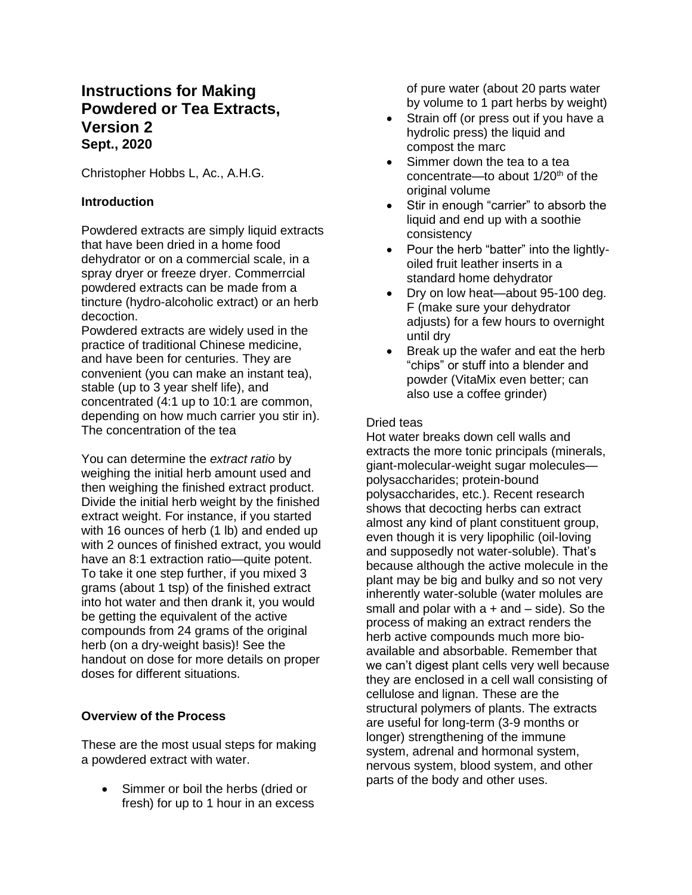# Instructions for Making Powdered or Tea Extracts, Version 2

**Sept., 2020**

Christopher Hobbs L, Ac., A.H.G.

### Introduction

Powdered extracts are simply liquid extracts that have been dried in a home food dehydrator or on a commercial scale, in a spray dryer or freeze dryer. Commerrcial powdered extracts can be made from a tincture (hydro-alcoholic extract) or an herb decoction.

Powdered extracts are widely used in the practice of traditional Chinese medicine, and have been for centuries. They are convenient (you can make an instant tea), stable (up to 3 year shelf life), and concentrated (4:1 up to 10:1 are common, depending on how much carrier you stir in). The concentration of the tea

You can determine the *extract ratio* by weighing the initial herb amount used and then weighing the finished extract product. Divide the initial herb weight by the finished extract weight. For instance, if you started with 16 ounces of herb (1 lb) and ended up with 2 ounces of finished extract, you would have an 8:1 extraction ratio—quite potent. To take it one step further, if you mixed 3 grams (about 1 tsp) of the finished extract into hot water and then drank it, you would be getting the equivalent of the active compounds from 24 grams of the original herb (on a dry-weight basis)! See the handout on dose for more details on proper doses for different situations.

### Overview of the Process

These are the most usual steps for making a powdered extract with water.

- Simmer or boil the herbs (dried or fresh) for up to 1 hour in an excess of pure water (about 20 parts water by volume to 1 part herbs by weight)
- Strain off (or press out if you have a hydrolic press) the liquid and compost the marc
- Simmer down the tea to a tea concentrate—to about 1/20th of the original volume
- Stir in enough "carrier" to absorb the liquid and end up with a soothie consistency
- Pour the herb "batter" into the lightly-oiled fruit leather inserts in a standard home dehydrator
- Dry on low heat—about 95-100 deg. F (make sure your dehydrator adjusts) for a few hours to overnight until dry
- Break up the wafer and eat the herb "chips" or stuff into a blender and powder (VitaMix even better; can also use a coffee grinder)

Dried teas

Hot water breaks down cell walls and extracts the more tonic principals (minerals, giant-molecular-weight sugar molecules—polysaccharides; protein-bound polysaccharides, etc.). Recent research shows that decocting herbs can extract almost any kind of plant constituent group, even though it is very lipophilic (oil-loving and supposedly not water-soluble). That's because although the active molecule in the plant may be big and bulky and so not very inherently water-soluble (water molules are small and polar with a + and – side). So the process of making an extract renders the herb active compounds much more bio-available and absorbable. Remember that we can't digest plant cells very well because they are enclosed in a cell wall consisting of cellulose and lignan. These are the structural polymers of plants. The extracts are useful for long-term (3-9 months or longer) strengthening of the immune system, adrenal and hormonal system, nervous system, blood system, and other parts of the body and other uses.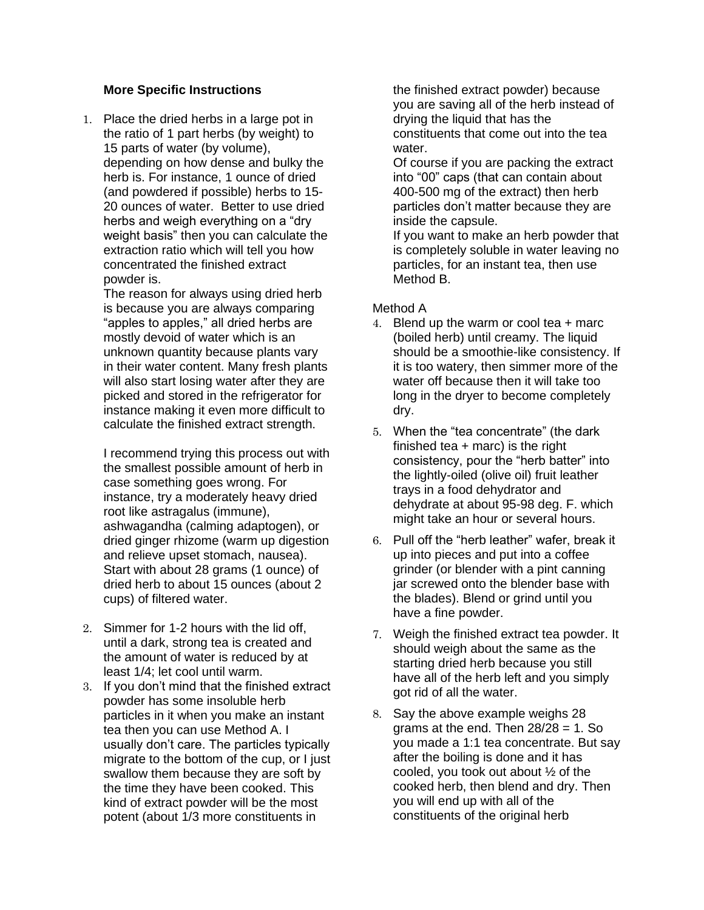**More Specific Instructions**

1. Place the dried herbs in a large pot in the ratio of 1 part herbs (by weight) to 15 parts of water (by volume), depending on how dense and bulky the herb is. For instance, 1 ounce of dried (and powdered if possible) herbs to 15-20 ounces of water. Better to use dried herbs and weigh everything on a "dry weight basis" then you can calculate the extraction ratio which will tell you how concentrated the finished extract powder is.

   The reason for always using dried herb is because you are always comparing "apples to apples," all dried herbs are mostly devoid of water which is an unknown quantity because plants vary in their water content. Many fresh plants will also start losing water after they are picked and stored in the refrigerator for instance making it even more difficult to calculate the finished extract strength.

   I recommend trying this process out with the smallest possible amount of herb in case something goes wrong. For instance, try a moderately heavy dried root like astragalus (immune), ashwagandha (calming adaptogen), or dried ginger rhizome (warm up digestion and relieve upset stomach, nausea). Start with about 28 grams (1 ounce) of dried herb to about 15 ounces (about 2 cups) of filtered water.

2. Simmer for 1-2 hours with the lid off, until a dark, strong tea is created and the amount of water is reduced by at least 1/4; let cool until warm.
3. If you don't mind that the finished extract powder has some insoluble herb particles in it when you make an instant tea then you can use Method A. I usually don't care. The particles typically migrate to the bottom of the cup, or I just swallow them because they are soft by the time they have been cooked. This kind of extract powder will be the most potent (about 1/3 more constituents in the finished extract powder) because you are saving all of the herb instead of drying the liquid that has the constituents that come out into the tea water.

   Of course if you are packing the extract into "00" caps (that can contain about 400-500 mg of the extract) then herb particles don't matter because they are inside the capsule.

   If you want to make an herb powder that is completely soluble in water leaving no particles, for an instant tea, then use Method B.

Method A

4. Blend up the warm or cool tea + marc (boiled herb) until creamy. The liquid should be a smoothie-like consistency. If it is too watery, then simmer more of the water off because then it will take too long in the dryer to become completely dry.
5. When the "tea concentrate" (the dark finished tea + marc) is the right consistency, pour the "herb batter" into the lightly-oiled (olive oil) fruit leather trays in a food dehydrator and dehydrate at about 95-98 deg. F. which might take an hour or several hours.
6. Pull off the "herb leather" wafer, break it up into pieces and put into a coffee grinder (or blender with a pint canning jar screwed onto the blender base with the blades). Blend or grind until you have a fine powder.
7. Weigh the finished extract tea powder. It should weigh about the same as the starting dried herb because you still have all of the herb left and you simply got rid of all the water.
8. Say the above example weighs 28 grams at the end. Then 28/28 = 1. So you made a 1:1 tea concentrate. But say after the boiling is done and it has cooled, you took out about ½ of the cooked herb, then blend and dry. Then you will end up with all of the constituents of the original herb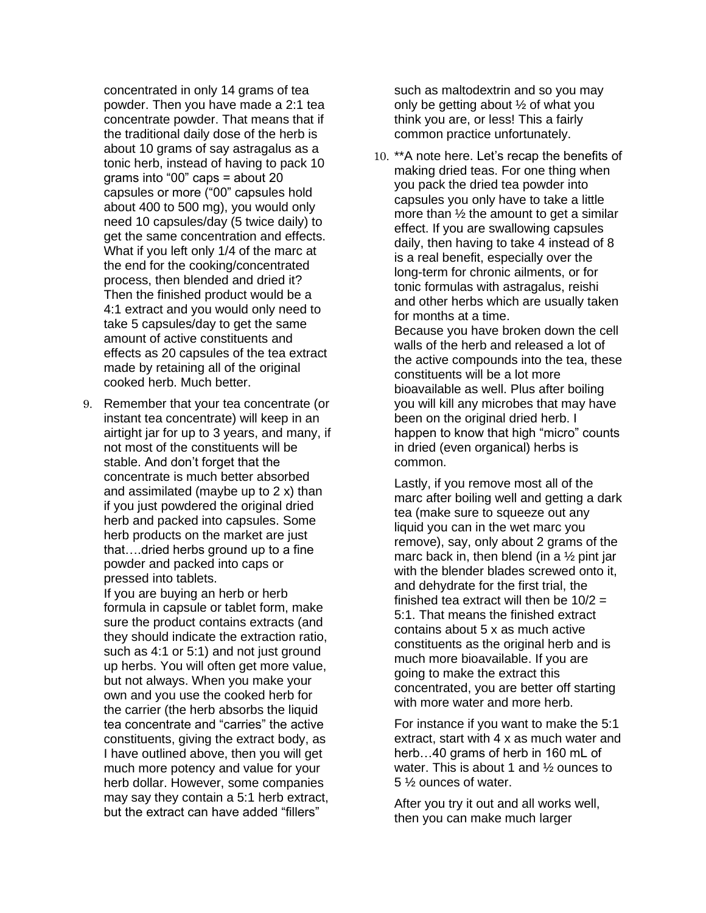concentrated in only 14 grams of tea powder. Then you have made a 2:1 tea concentrate powder. That means that if the traditional daily dose of the herb is about 10 grams of say astragalus as a tonic herb, instead of having to pack 10 grams into "00" caps = about 20 capsules or more ("00" capsules hold about 400 to 500 mg), you would only need 10 capsules/day (5 twice daily) to get the same concentration and effects. What if you left only 1/4 of the marc at the end for the cooking/concentrated process, then blended and dried it? Then the finished product would be a 4:1 extract and you would only need to take 5 capsules/day to get the same amount of active constituents and effects as 20 capsules of the tea extract made by retaining all of the original cooked herb. Much better.

9. Remember that your tea concentrate (or instant tea concentrate) will keep in an airtight jar for up to 3 years, and many, if not most of the constituents will be stable. And don't forget that the concentrate is much better absorbed and assimilated (maybe up to 2 x) than if you just powdered the original dried herb and packed into capsules. Some herb products on the market are just that….dried herbs ground up to a fine powder and packed into caps or pressed into tablets.
   If you are buying an herb or herb formula in capsule or tablet form, make sure the product contains extracts (and they should indicate the extraction ratio, such as 4:1 or 5:1) and not just ground up herbs. You will often get more value, but not always. When you make your own and you use the cooked herb for the carrier (the herb absorbs the liquid tea concentrate and "carries" the active constituents, giving the extract body, as I have outlined above, then you will get much more potency and value for your herb dollar. However, some companies may say they contain a 5:1 herb extract, but the extract can have added "fillers" such as maltodextrin and so you may only be getting about ½ of what you think you are, or less! This a fairly common practice unfortunately.

10. **A note here. Let's recap the benefits of making dried teas. For one thing when you pack the dried tea powder into capsules you only have to take a little more than ½ the amount to get a similar effect. If you are swallowing capsules daily, then having to take 4 instead of 8 is a real benefit, especially over the long-term for chronic ailments, or for tonic formulas with astragalus, reishi and other herbs which are usually taken for months at a time.
    Because you have broken down the cell walls of the herb and released a lot of the active compounds into the tea, these constituents will be a lot more bioavailable as well. Plus after boiling you will kill any microbes that may have been on the original dried herb. I happen to know that high "micro" counts in dried (even organical) herbs is common.

    Lastly, if you remove most all of the marc after boiling well and getting a dark tea (make sure to squeeze out any liquid you can in the wet marc you remove), say, only about 2 grams of the marc back in, then blend (in a ½ pint jar with the blender blades screwed onto it, and dehydrate for the first trial, the finished tea extract will then be 10/2 = 5:1. That means the finished extract contains about 5 x as much active constituents as the original herb and is much more bioavailable. If you are going to make the extract this concentrated, you are better off starting with more water and more herb.

    For instance if you want to make the 5:1 extract, start with 4 x as much water and herb…40 grams of herb in 160 mL of water. This is about 1 and ½ ounces to 5 ½ ounces of water.

    After you try it out and all works well, then you can make much larger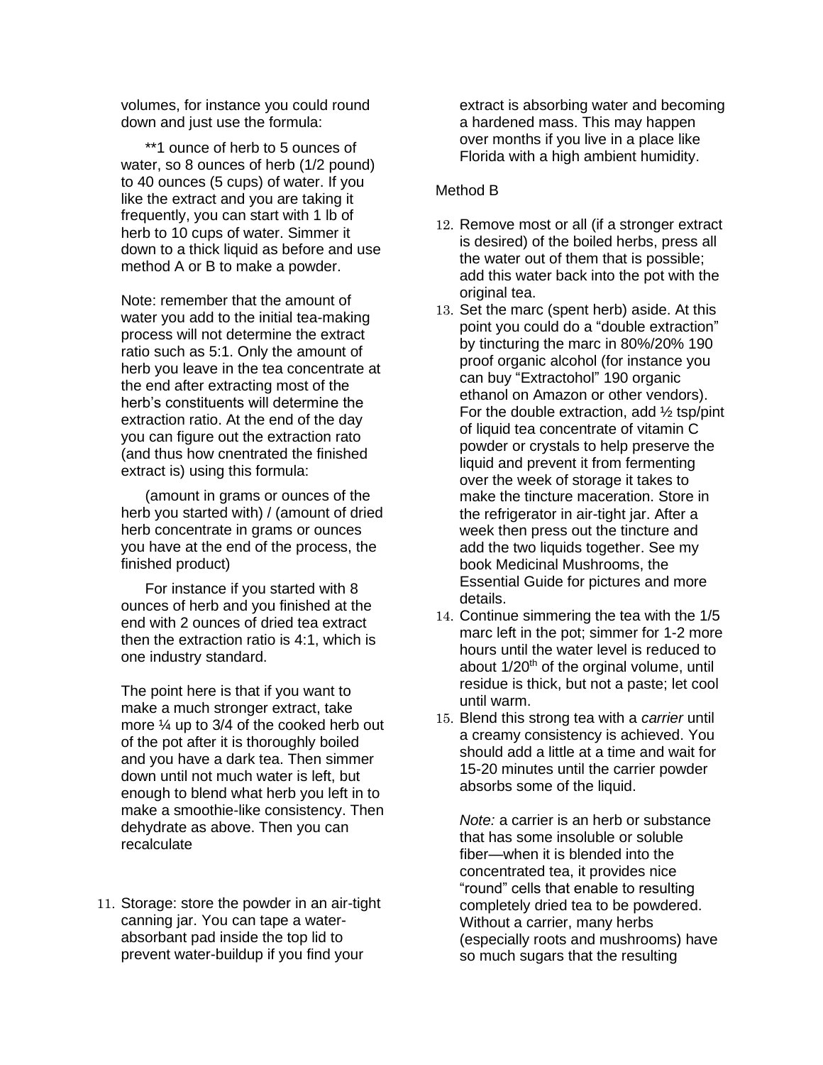volumes, for instance you could round down and just use the formula:

**1 ounce of herb to 5 ounces of water, so 8 ounces of herb (1/2 pound) to 40 ounces (5 cups) of water. If you like the extract and you are taking it frequently, you can start with 1 lb of herb to 10 cups of water. Simmer it down to a thick liquid as before and use method A or B to make a powder.

Note: remember that the amount of water you add to the initial tea-making process will not determine the extract ratio such as 5:1. Only the amount of herb you leave in the tea concentrate at the end after extracting most of the herb's constituents will determine the extraction ratio. At the end of the day you can figure out the extraction rato (and thus how cnentrated the finished extract is) using this formula:

(amount in grams or ounces of the herb you started with) / (amount of dried herb concentrate in grams or ounces you have at the end of the process, the finished product)

For instance if you started with 8 ounces of herb and you finished at the end with 2 ounces of dried tea extract then the extraction ratio is 4:1, which is one industry standard.

The point here is that if you want to make a much stronger extract, take more ¼ up to 3/4 of the cooked herb out of the pot after it is thoroughly boiled and you have a dark tea. Then simmer down until not much water is left, but enough to blend what herb you left in to make a smoothie-like consistency. Then dehydrate as above. Then you can recalculate

11. Storage: store the powder in an air-tight canning jar. You can tape a water-absorbant pad inside the top lid to prevent water-buildup if you find your extract is absorbing water and becoming a hardened mass. This may happen over months if you live in a place like Florida with a high ambient humidity.

Method B

12. Remove most or all (if a stronger extract is desired) of the boiled herbs, press all the water out of them that is possible; add this water back into the pot with the original tea.
13. Set the marc (spent herb) aside. At this point you could do a "double extraction" by tincturing the marc in 80%/20% 190 proof organic alcohol (for instance you can buy "Extractohol" 190 organic ethanol on Amazon or other vendors). For the double extraction, add ½ tsp/pint of liquid tea concentrate of vitamin C powder or crystals to help preserve the liquid and prevent it from fermenting over the week of storage it takes to make the tincture maceration. Store in the refrigerator in air-tight jar. After a week then press out the tincture and add the two liquids together. See my book Medicinal Mushrooms, the Essential Guide for pictures and more details.
14. Continue simmering the tea with the 1/5 marc left in the pot; simmer for 1-2 more hours until the water level is reduced to about 1/20th of the orginal volume, until residue is thick, but not a paste; let cool until warm.
15. Blend this strong tea with a *carrier* until a creamy consistency is achieved. You should add a little at a time and wait for 15-20 minutes until the carrier powder absorbs some of the liquid.

    *Note:* a carrier is an herb or substance that has some insoluble or soluble fiber—when it is blended into the concentrated tea, it provides nice "round" cells that enable to resulting completely dried tea to be powdered. Without a carrier, many herbs (especially roots and mushrooms) have so much sugars that the resulting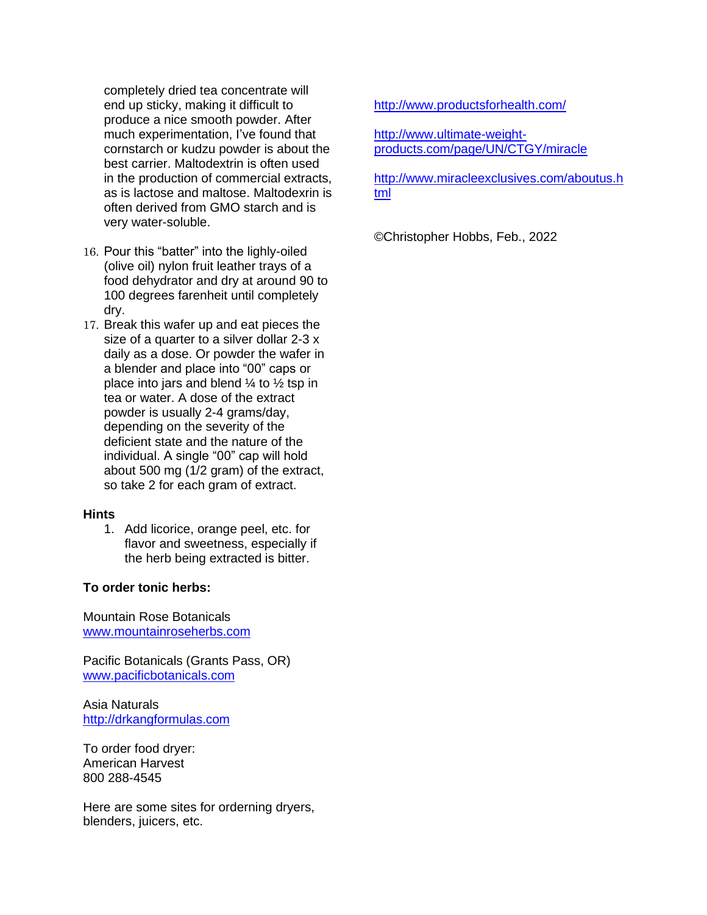completely dried tea concentrate will end up sticky, making it difficult to produce a nice smooth powder. After much experimentation, I've found that cornstarch or kudzu powder is about the best carrier. Maltodextrin is often used in the production of commercial extracts, as is lactose and maltose. Maltodexrin is often derived from GMO starch and is very water-soluble.

16. Pour this "batter" into the lighly-oiled (olive oil) nylon fruit leather trays of a food dehydrator and dry at around 90 to 100 degrees farenheit until completely dry.
17. Break this wafer up and eat pieces the size of a quarter to a silver dollar 2-3 x daily as a dose. Or powder the wafer in a blender and place into "00" caps or place into jars and blend ¼ to ½ tsp in tea or water. A dose of the extract powder is usually 2-4 grams/day, depending on the severity of the deficient state and the nature of the individual. A single "00" cap will hold about 500 mg (1/2 gram) of the extract, so take 2 for each gram of extract.

**Hints**

1. Add licorice, orange peel, etc. for flavor and sweetness, especially if the herb being extracted is bitter.

**To order tonic herbs:**

Mountain Rose Botanicals
www.mountainroseherbs.com

Pacific Botanicals (Grants Pass, OR)
www.pacificbotanicals.com

Asia Naturals
http://drkangformulas.com

To order food dryer:
American Harvest
800 288-4545

Here are some sites for ordering dryers, blenders, juicers, etc.

http://www.productsforhealth.com/

http://www.ultimate-weight-products.com/page/UN/CTGY/miracle

http://www.miracleexclusives.com/aboutus.html

©Christopher Hobbs, Feb., 2022